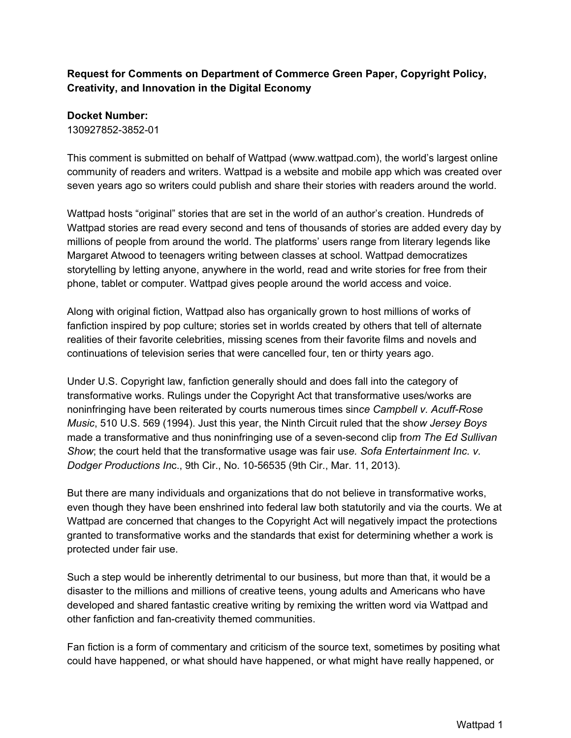**Request for Comments on Department of Commerce Green Paper, Copyright Policy, Creativity, and Innovation in the Digital Economy**

**Docket Number:**
130927852-3852-01

This comment is submitted on behalf of Wattpad (www.wattpad.com), the world's largest online community of readers and writers. Wattpad is a website and mobile app which was created over seven years ago so writers could publish and share their stories with readers around the world.

Wattpad hosts "original" stories that are set in the world of an author's creation. Hundreds of Wattpad stories are read every second and tens of thousands of stories are added every day by millions of people from around the world. The platforms' users range from literary legends like Margaret Atwood to teenagers writing between classes at school. Wattpad democratizes storytelling by letting anyone, anywhere in the world, read and write stories for free from their phone, tablet or computer. Wattpad gives people around the world access and voice.

Along with original fiction, Wattpad also has organically grown to host millions of works of fanfiction inspired by pop culture; stories set in worlds created by others that tell of alternate realities of their favorite celebrities, missing scenes from their favorite films and novels and continuations of television series that were cancelled four, ten or thirty years ago.

Under U.S. Copyright law, fanfiction generally should and does fall into the category of transformative works. Rulings under the Copyright Act that transformative uses/works are noninfringing have been reiterated by courts numerous times since *Campbell v. Acuff-Rose Music*, 510 U.S. 569 (1994). Just this year, the Ninth Circuit ruled that the show *Jersey Boys* made a transformative and thus noninfringing use of a seven-second clip from *The Ed Sullivan Show*; the court held that the transformative usage was fair use*. Sofa Entertainment Inc. v. Dodger Productions Inc*., 9th Cir., No. 10-56535 (9th Cir., Mar. 11, 2013).

But there are many individuals and organizations that do not believe in transformative works, even though they have been enshrined into federal law both statutorily and via the courts. We at Wattpad are concerned that changes to the Copyright Act will negatively impact the protections granted to transformative works and the standards that exist for determining whether a work is protected under fair use.

Such a step would be inherently detrimental to our business, but more than that, it would be a disaster to the millions and millions of creative teens, young adults and Americans who have developed and shared fantastic creative writing by remixing the written word via Wattpad and other fanfiction and fan-creativity themed communities.

Fan fiction is a form of commentary and criticism of the source text, sometimes by positing what could have happened, or what should have happened, or what might have really happened, or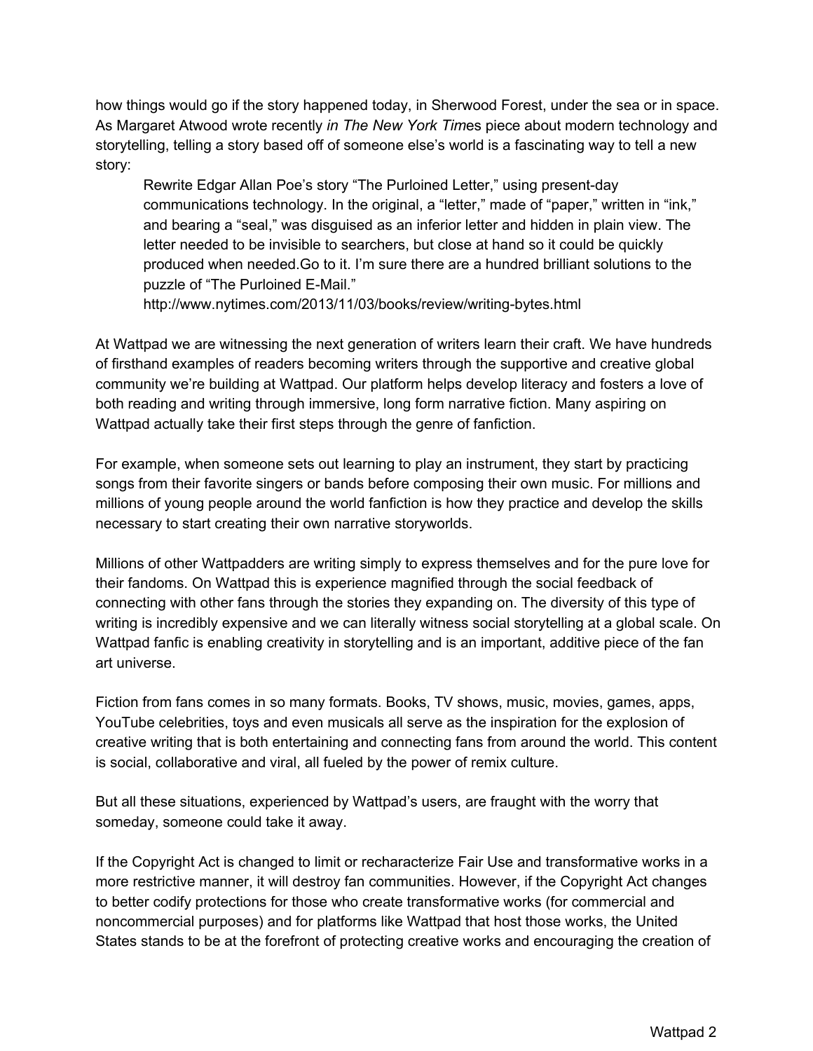how things would go if the story happened today, in Sherwood Forest, under the sea or in space. As Margaret Atwood wrote recently *in The New York Time*s piece about modern technology and storytelling, telling a story based off of someone else's world is a fascinating way to tell a new story:

> Rewrite Edgar Allan Poe's story "The Purloined Letter," using present-day communications technology. In the original, a "letter," made of "paper," written in "ink," and bearing a "seal," was disguised as an inferior letter and hidden in plain view. The letter needed to be invisible to searchers, but close at hand so it could be quickly produced when needed.Go to it. I'm sure there are a hundred brilliant solutions to the puzzle of "The Purloined E-Mail."
> http://www.nytimes.com/2013/11/03/books/review/writing-bytes.html

At Wattpad we are witnessing the next generation of writers learn their craft. We have hundreds of firsthand examples of readers becoming writers through the supportive and creative global community we're building at Wattpad. Our platform helps develop literacy and fosters a love of both reading and writing through immersive, long form narrative fiction. Many aspiring on Wattpad actually take their first steps through the genre of fanfiction.

For example, when someone sets out learning to play an instrument, they start by practicing songs from their favorite singers or bands before composing their own music. For millions and millions of young people around the world fanfiction is how they practice and develop the skills necessary to start creating their own narrative storyworlds.

Millions of other Wattpadders are writing simply to express themselves and for the pure love for their fandoms. On Wattpad this is experience magnified through the social feedback of connecting with other fans through the stories they expanding on. The diversity of this type of writing is incredibly expensive and we can literally witness social storytelling at a global scale. On Wattpad fanfic is enabling creativity in storytelling and is an important, additive piece of the fan art universe.

Fiction from fans comes in so many formats. Books, TV shows, music, movies, games, apps, YouTube celebrities, toys and even musicals all serve as the inspiration for the explosion of creative writing that is both entertaining and connecting fans from around the world. This content is social, collaborative and viral, all fueled by the power of remix culture.

But all these situations, experienced by Wattpad's users, are fraught with the worry that someday, someone could take it away.

If the Copyright Act is changed to limit or recharacterize Fair Use and transformative works in a more restrictive manner, it will destroy fan communities. However, if the Copyright Act changes to better codify protections for those who create transformative works (for commercial and noncommercial purposes) and for platforms like Wattpad that host those works, the United States stands to be at the forefront of protecting creative works and encouraging the creation of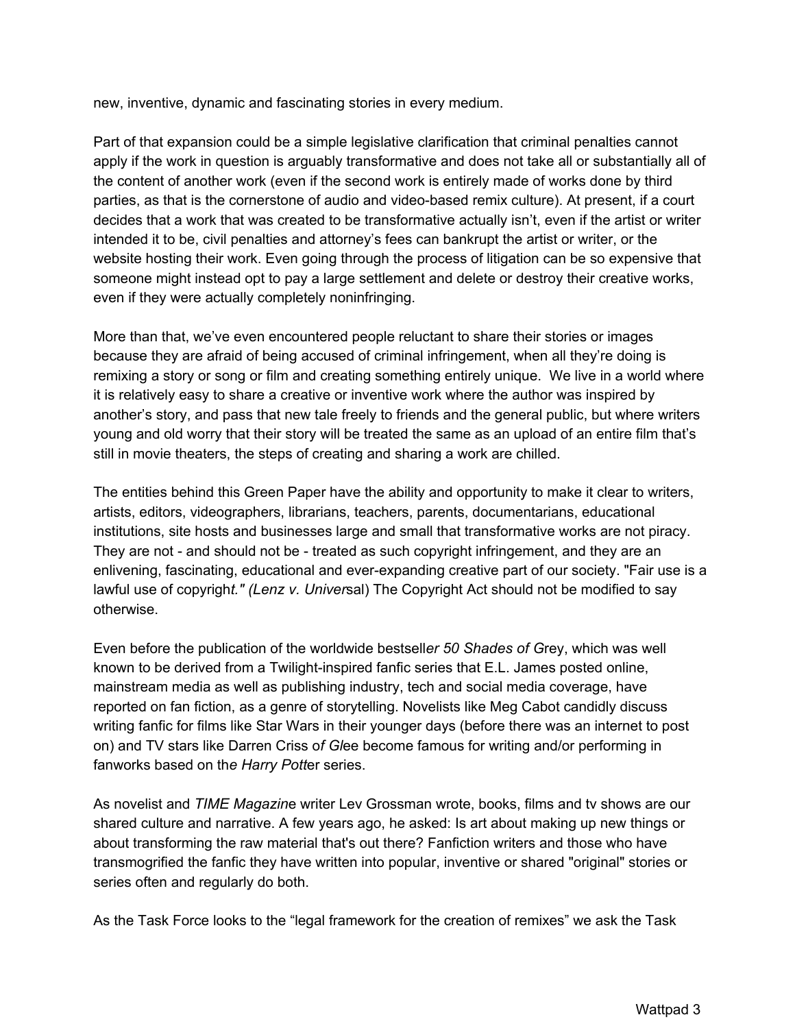new, inventive, dynamic and fascinating stories in every medium.

Part of that expansion could be a simple legislative clarification that criminal penalties cannot apply if the work in question is arguably transformative and does not take all or substantially all of the content of another work (even if the second work is entirely made of works done by third parties, as that is the cornerstone of audio and video-based remix culture). At present, if a court decides that a work that was created to be transformative actually isn't, even if the artist or writer intended it to be, civil penalties and attorney's fees can bankrupt the artist or writer, or the website hosting their work. Even going through the process of litigation can be so expensive that someone might instead opt to pay a large settlement and delete or destroy their creative works, even if they were actually completely noninfringing.

More than that, we've even encountered people reluctant to share their stories or images because they are afraid of being accused of criminal infringement, when all they're doing is remixing a story or song or film and creating something entirely unique. We live in a world where it is relatively easy to share a creative or inventive work where the author was inspired by another's story, and pass that new tale freely to friends and the general public, but where writers young and old worry that their story will be treated the same as an upload of an entire film that's still in movie theaters, the steps of creating and sharing a work are chilled.

The entities behind this Green Paper have the ability and opportunity to make it clear to writers, artists, editors, videographers, librarians, teachers, parents, documentarians, educational institutions, site hosts and businesses large and small that transformative works are not piracy. They are not - and should not be - treated as such copyright infringement, and they are an enlivening, fascinating, educational and ever-expanding creative part of our society. "Fair use is a lawful use of copyright*." (Lenz v. Univer*sal) The Copyright Act should not be modified to say otherwise.

Even before the publication of the worldwide bestsell*er 50 Shades of G*rey, which was well known to be derived from a Twilight-inspired fanfic series that E.L. James posted online, mainstream media as well as publishing industry, tech and social media coverage, have reported on fan fiction, as a genre of storytelling. Novelists like Meg Cabot candidly discuss writing fanfic for films like Star Wars in their younger days (before there was an internet to post on) and TV stars like Darren Criss o*f Gl*ee become famous for writing and/or performing in fanworks based on th*e Harry Pott*er series.

As novelist and *TIME Magazin*e writer Lev Grossman wrote, books, films and tv shows are our shared culture and narrative. A few years ago, he asked: Is art about making up new things or about transforming the raw material that's out there? Fanfiction writers and those who have transmogrified the fanfic they have written into popular, inventive or shared "original" stories or series often and regularly do both.

As the Task Force looks to the "legal framework for the creation of remixes" we ask the Task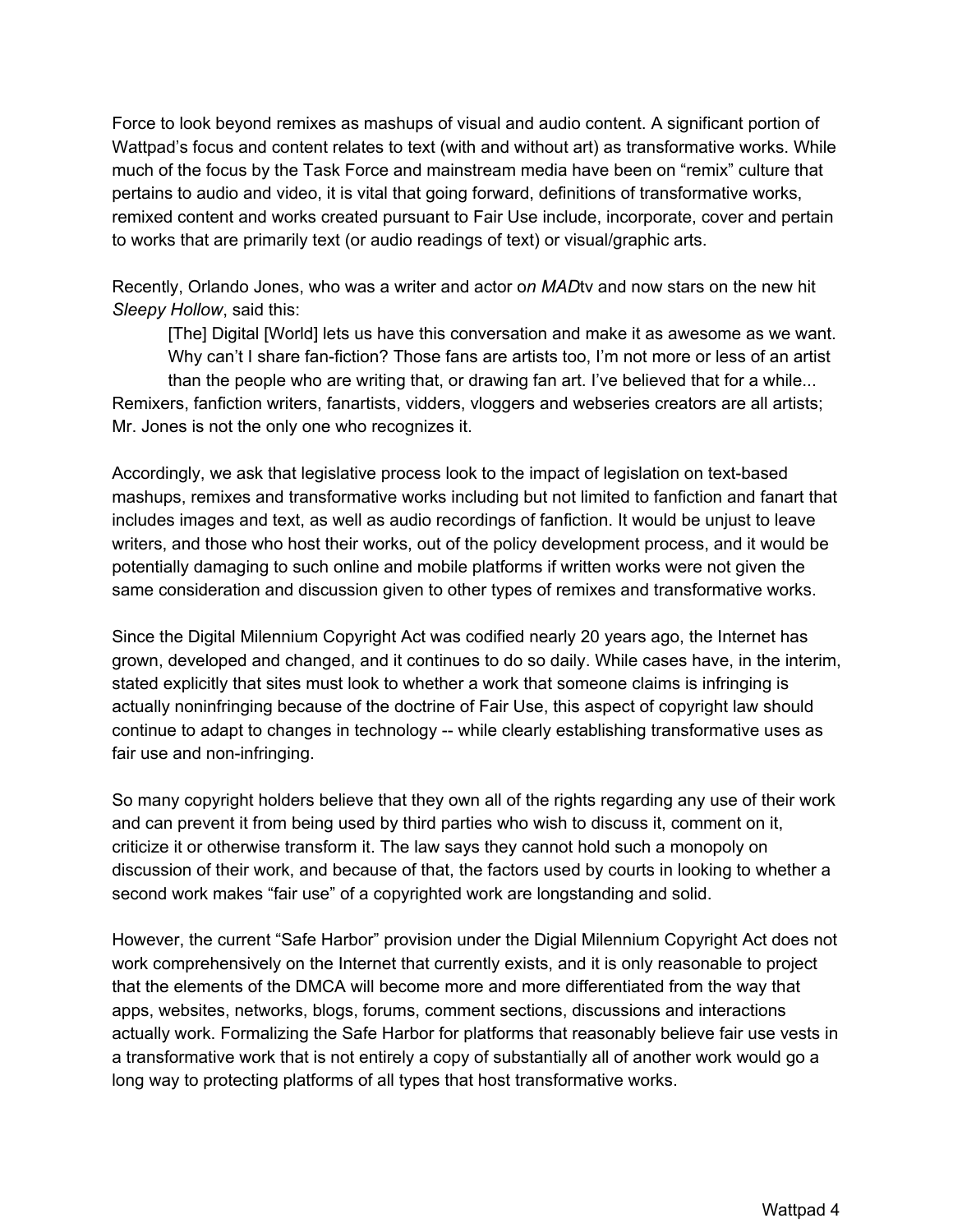Force to look beyond remixes as mashups of visual and audio content. A significant portion of Wattpad's focus and content relates to text (with and without art) as transformative works. While much of the focus by the Task Force and mainstream media have been on "remix" culture that pertains to audio and video, it is vital that going forward, definitions of transformative works, remixed content and works created pursuant to Fair Use include, incorporate, cover and pertain to works that are primarily text (or audio readings of text) or visual/graphic arts.

Recently, Orlando Jones, who was a writer and actor o*n MAD*tv and now stars on the new hit *Sleepy Hollow*, said this:

> [The] Digital [World] lets us have this conversation and make it as awesome as we want. Why can't I share fan-fiction? Those fans are artists too, I'm not more or less of an artist than the people who are writing that, or drawing fan art. I've believed that for a while...

Remixers, fanfiction writers, fanartists, vidders, vloggers and webseries creators are all artists; Mr. Jones is not the only one who recognizes it.

Accordingly, we ask that legislative process look to the impact of legislation on text-based mashups, remixes and transformative works including but not limited to fanfiction and fanart that includes images and text, as well as audio recordings of fanfiction. It would be unjust to leave writers, and those who host their works, out of the policy development process, and it would be potentially damaging to such online and mobile platforms if written works were not given the same consideration and discussion given to other types of remixes and transformative works.

Since the Digital Milennium Copyright Act was codified nearly 20 years ago, the Internet has grown, developed and changed, and it continues to do so daily. While cases have, in the interim, stated explicitly that sites must look to whether a work that someone claims is infringing is actually noninfringing because of the doctrine of Fair Use, this aspect of copyright law should continue to adapt to changes in technology -- while clearly establishing transformative uses as fair use and non-infringing.

So many copyright holders believe that they own all of the rights regarding any use of their work and can prevent it from being used by third parties who wish to discuss it, comment on it, criticize it or otherwise transform it. The law says they cannot hold such a monopoly on discussion of their work, and because of that, the factors used by courts in looking to whether a second work makes "fair use" of a copyrighted work are longstanding and solid.

However, the current "Safe Harbor" provision under the Digial Milennium Copyright Act does not work comprehensively on the Internet that currently exists, and it is only reasonable to project that the elements of the DMCA will become more and more differentiated from the way that apps, websites, networks, blogs, forums, comment sections, discussions and interactions actually work. Formalizing the Safe Harbor for platforms that reasonably believe fair use vests in a transformative work that is not entirely a copy of substantially all of another work would go a long way to protecting platforms of all types that host transformative works.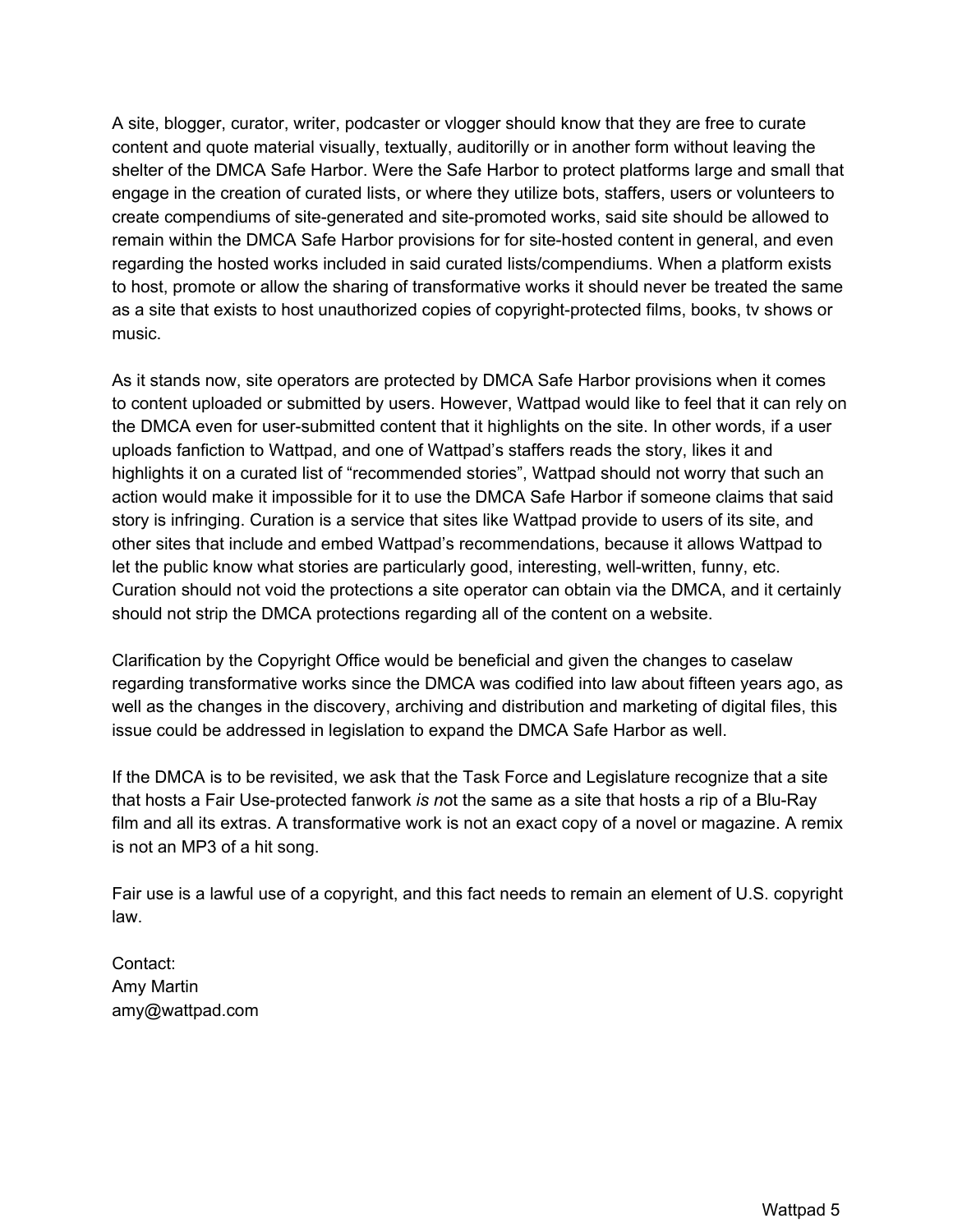A site, blogger, curator, writer, podcaster or vlogger should know that they are free to curate content and quote material visually, textually, auditorilly or in another form without leaving the shelter of the DMCA Safe Harbor. Were the Safe Harbor to protect platforms large and small that engage in the creation of curated lists, or where they utilize bots, staffers, users or volunteers to create compendiums of site-generated and site-promoted works, said site should be allowed to remain within the DMCA Safe Harbor provisions for for site-hosted content in general, and even regarding the hosted works included in said curated lists/compendiums. When a platform exists to host, promote or allow the sharing of transformative works it should never be treated the same as a site that exists to host unauthorized copies of copyright-protected films, books, tv shows or music.

As it stands now, site operators are protected by DMCA Safe Harbor provisions when it comes to content uploaded or submitted by users. However, Wattpad would like to feel that it can rely on the DMCA even for user-submitted content that it highlights on the site. In other words, if a user uploads fanfiction to Wattpad, and one of Wattpad's staffers reads the story, likes it and highlights it on a curated list of "recommended stories", Wattpad should not worry that such an action would make it impossible for it to use the DMCA Safe Harbor if someone claims that said story is infringing. Curation is a service that sites like Wattpad provide to users of its site, and other sites that include and embed Wattpad's recommendations, because it allows Wattpad to let the public know what stories are particularly good, interesting, well-written, funny, etc. Curation should not void the protections a site operator can obtain via the DMCA, and it certainly should not strip the DMCA protections regarding all of the content on a website.

Clarification by the Copyright Office would be beneficial and given the changes to caselaw regarding transformative works since the DMCA was codified into law about fifteen years ago, as well as the changes in the discovery, archiving and distribution and marketing of digital files, this issue could be addressed in legislation to expand the DMCA Safe Harbor as well.

If the DMCA is to be revisited, we ask that the Task Force and Legislature recognize that a site that hosts a Fair Use-protected fanwork *is n*ot the same as a site that hosts a rip of a Blu-Ray film and all its extras. A transformative work is not an exact copy of a novel or magazine. A remix is not an MP3 of a hit song.

Fair use is a lawful use of a copyright, and this fact needs to remain an element of U.S. copyright law.

Contact:
Amy Martin
amy@wattpad.com